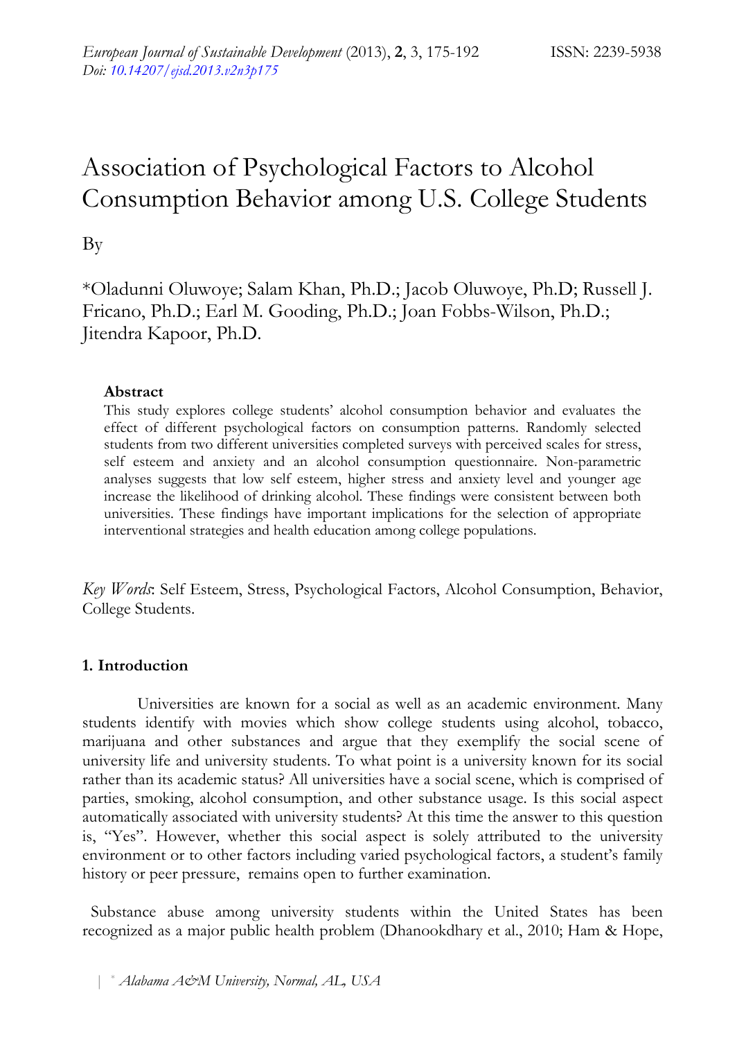# Association of Psychological Factors to Alcohol Consumption Behavior among U.S. College Students

By

*Oladunni Oluwoye; Salam Khan, Ph.D.; Jacob Oluwoye, Ph.D; Russell J. Fricano, Ph.D.; Earl M. Gooding, Ph.D.; Joan Fobbs-Wilson, Ph.D.; Jitendra Kapoor, Ph.D.

### Abstract

This study explores college students' alcohol consumption behavior and evaluates the effect of different psychological factors on consumption patterns. Randomly selected students from two different universities completed surveys with perceived scales for stress, self esteem and anxiety and an alcohol consumption questionnaire. Non-parametric analyses suggests that low self esteem, higher stress and anxiety level and younger age increase the likelihood of drinking alcohol. These findings were consistent between both universities. These findings have important implications for the selection of appropriate interventional strategies and health education among college populations.

*Key Words*: Self Esteem, Stress, Psychological Factors, Alcohol Consumption, Behavior, College Students.

## 1. Introduction

Universities are known for a social as well as an academic environment. Many students identify with movies which show college students using alcohol, tobacco, marijuana and other substances and argue that they exemplify the social scene of university life and university students. To what point is a university known for its social rather than its academic status? All universities have a social scene, which is comprised of parties, smoking, alcohol consumption, and other substance usage. Is this social aspect automatically associated with university students? At this time the answer to this question is, "Yes". However, whether this social aspect is solely attributed to the university environment or to other factors including varied psychological factors, a student's family history or peer pressure, remains open to further examination.

Substance abuse among university students within the United States has been recognized as a major public health problem (Dhanookdhary et al., 2010; Ham & Hope,

* *Alabama A&M University, Normal, AL, USA*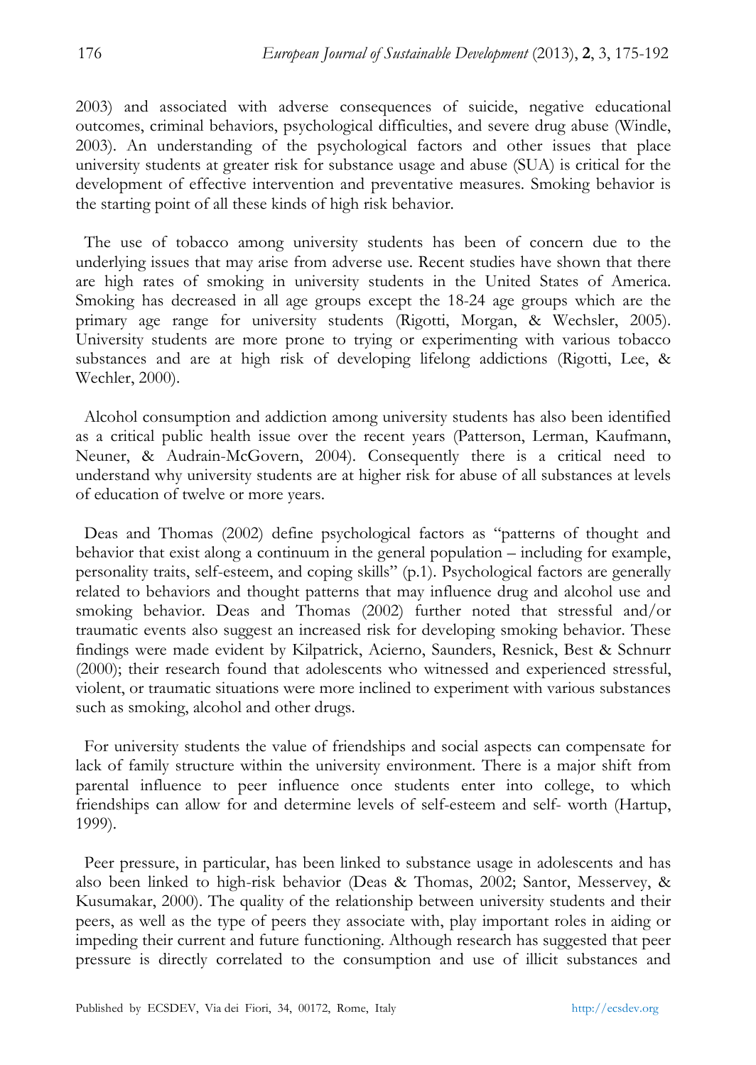2003) and associated with adverse consequences of suicide, negative educational outcomes, criminal behaviors, psychological difficulties, and severe drug abuse (Windle, 2003). An understanding of the psychological factors and other issues that place university students at greater risk for substance usage and abuse (SUA) is critical for the development of effective intervention and preventative measures. Smoking behavior is the starting point of all these kinds of high risk behavior.

The use of tobacco among university students has been of concern due to the underlying issues that may arise from adverse use. Recent studies have shown that there are high rates of smoking in university students in the United States of America. Smoking has decreased in all age groups except the 18-24 age groups which are the primary age range for university students (Rigotti, Morgan, & Wechsler, 2005). University students are more prone to trying or experimenting with various tobacco substances and are at high risk of developing lifelong addictions (Rigotti, Lee, & Wechler, 2000).

Alcohol consumption and addiction among university students has also been identified as a critical public health issue over the recent years (Patterson, Lerman, Kaufmann, Neuner, & Audrain-McGovern, 2004). Consequently there is a critical need to understand why university students are at higher risk for abuse of all substances at levels of education of twelve or more years.

Deas and Thomas (2002) define psychological factors as "patterns of thought and behavior that exist along a continuum in the general population – including for example, personality traits, self-esteem, and coping skills" (p.1). Psychological factors are generally related to behaviors and thought patterns that may influence drug and alcohol use and smoking behavior. Deas and Thomas (2002) further noted that stressful and/or traumatic events also suggest an increased risk for developing smoking behavior. These findings were made evident by Kilpatrick, Acierno, Saunders, Resnick, Best & Schnurr (2000); their research found that adolescents who witnessed and experienced stressful, violent, or traumatic situations were more inclined to experiment with various substances such as smoking, alcohol and other drugs.

For university students the value of friendships and social aspects can compensate for lack of family structure within the university environment. There is a major shift from parental influence to peer influence once students enter into college, to which friendships can allow for and determine levels of self-esteem and self- worth (Hartup, 1999).

Peer pressure, in particular, has been linked to substance usage in adolescents and has also been linked to high-risk behavior (Deas & Thomas, 2002; Santor, Messervey, & Kusumakar, 2000). The quality of the relationship between university students and their peers, as well as the type of peers they associate with, play important roles in aiding or impeding their current and future functioning. Although research has suggested that peer pressure is directly correlated to the consumption and use of illicit substances and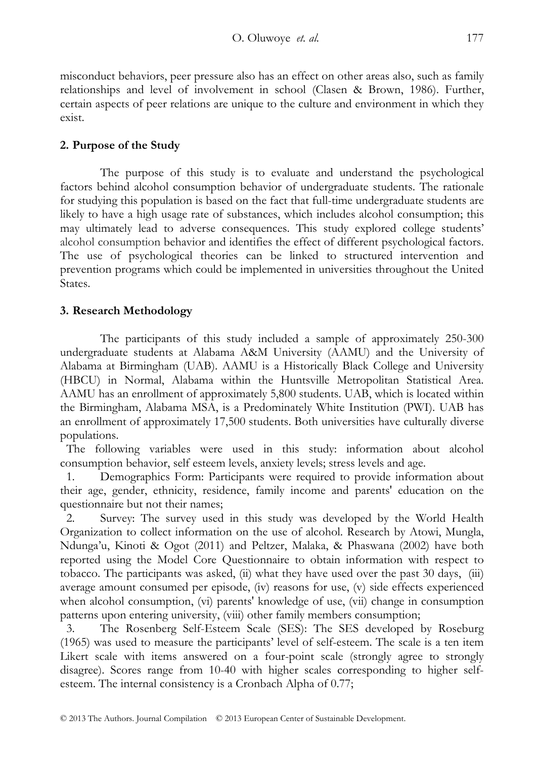misconduct behaviors, peer pressure also has an effect on other areas also, such as family relationships and level of involvement in school (Clasen & Brown, 1986). Further, certain aspects of peer relations are unique to the culture and environment in which they exist.

## 2. Purpose of the Study

The purpose of this study is to evaluate and understand the psychological factors behind alcohol consumption behavior of undergraduate students. The rationale for studying this population is based on the fact that full-time undergraduate students are likely to have a high usage rate of substances, which includes alcohol consumption; this may ultimately lead to adverse consequences. This study explored college students' alcohol consumption behavior and identifies the effect of different psychological factors. The use of psychological theories can be linked to structured intervention and prevention programs which could be implemented in universities throughout the United States.

## 3. Research Methodology

The participants of this study included a sample of approximately 250-300 undergraduate students at Alabama A&M University (AAMU) and the University of Alabama at Birmingham (UAB). AAMU is a Historically Black College and University (HBCU) in Normal, Alabama within the Huntsville Metropolitan Statistical Area. AAMU has an enrollment of approximately 5,800 students. UAB, which is located within the Birmingham, Alabama MSA, is a Predominately White Institution (PWI). UAB has an enrollment of approximately 17,500 students. Both universities have culturally diverse populations.

The following variables were used in this study: information about alcohol consumption behavior, self esteem levels, anxiety levels; stress levels and age.

1. Demographics Form: Participants were required to provide information about their age, gender, ethnicity, residence, family income and parents' education on the questionnaire but not their names;
2. Survey: The survey used in this study was developed by the World Health Organization to collect information on the use of alcohol. Research by Atowi, Mungla, Ndunga'u, Kinoti & Ogot (2011) and Peltzer, Malaka, & Phaswana (2002) have both reported using the Model Core Questionnaire to obtain information with respect to tobacco. The participants was asked, (ii) what they have used over the past 30 days, (iii) average amount consumed per episode, (iv) reasons for use, (v) side effects experienced when alcohol consumption, (vi) parents' knowledge of use, (vii) change in consumption patterns upon entering university, (viii) other family members consumption;
3. The Rosenberg Self-Esteem Scale (SES): The SES developed by Roseburg (1965) was used to measure the participants' level of self-esteem. The scale is a ten item Likert scale with items answered on a four-point scale (strongly agree to strongly disagree). Scores range from 10-40 with higher scales corresponding to higher self-esteem. The internal consistency is a Cronbach Alpha of 0.77;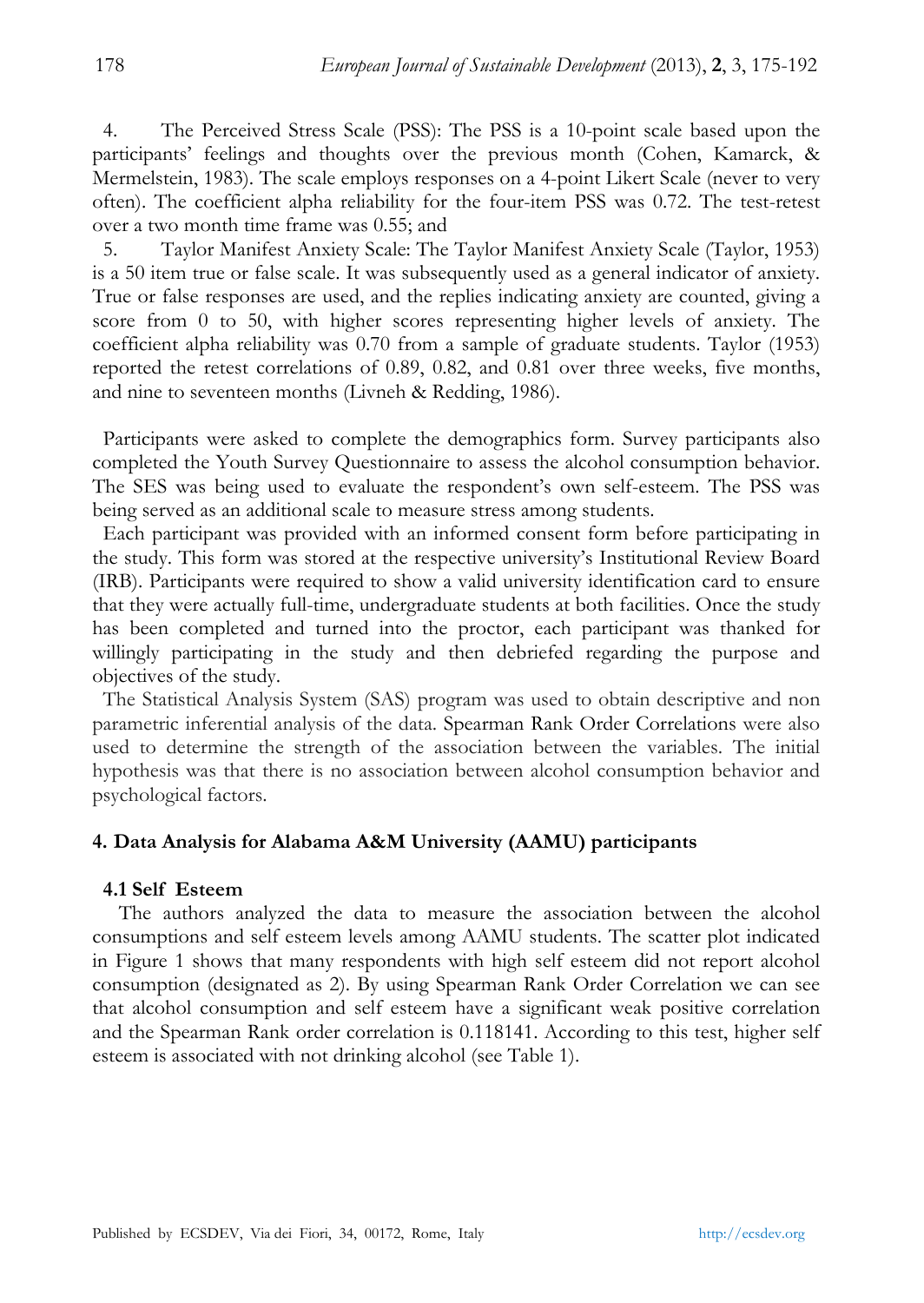4. The Perceived Stress Scale (PSS): The PSS is a 10-point scale based upon the participants' feelings and thoughts over the previous month (Cohen, Kamarck, & Mermelstein, 1983). The scale employs responses on a 4-point Likert Scale (never to very often). The coefficient alpha reliability for the four-item PSS was 0.72. The test-retest over a two month time frame was 0.55; and

5. Taylor Manifest Anxiety Scale: The Taylor Manifest Anxiety Scale (Taylor, 1953) is a 50 item true or false scale. It was subsequently used as a general indicator of anxiety. True or false responses are used, and the replies indicating anxiety are counted, giving a score from 0 to 50, with higher scores representing higher levels of anxiety. The coefficient alpha reliability was 0.70 from a sample of graduate students. Taylor (1953) reported the retest correlations of 0.89, 0.82, and 0.81 over three weeks, five months, and nine to seventeen months (Livneh & Redding, 1986).

Participants were asked to complete the demographics form. Survey participants also completed the Youth Survey Questionnaire to assess the alcohol consumption behavior. The SES was being used to evaluate the respondent's own self-esteem. The PSS was being served as an additional scale to measure stress among students.

Each participant was provided with an informed consent form before participating in the study. This form was stored at the respective university's Institutional Review Board (IRB). Participants were required to show a valid university identification card to ensure that they were actually full-time, undergraduate students at both facilities. Once the study has been completed and turned into the proctor, each participant was thanked for willingly participating in the study and then debriefed regarding the purpose and objectives of the study.

The Statistical Analysis System (SAS) program was used to obtain descriptive and non parametric inferential analysis of the data. Spearman Rank Order Correlations were also used to determine the strength of the association between the variables. The initial hypothesis was that there is no association between alcohol consumption behavior and psychological factors.

## 4. Data Analysis for Alabama A&M University (AAMU) participants

### 4.1 Self Esteem

The authors analyzed the data to measure the association between the alcohol consumptions and self esteem levels among AAMU students. The scatter plot indicated in Figure 1 shows that many respondents with high self esteem did not report alcohol consumption (designated as 2). By using Spearman Rank Order Correlation we can see that alcohol consumption and self esteem have a significant weak positive correlation and the Spearman Rank order correlation is 0.118141. According to this test, higher self esteem is associated with not drinking alcohol (see Table 1).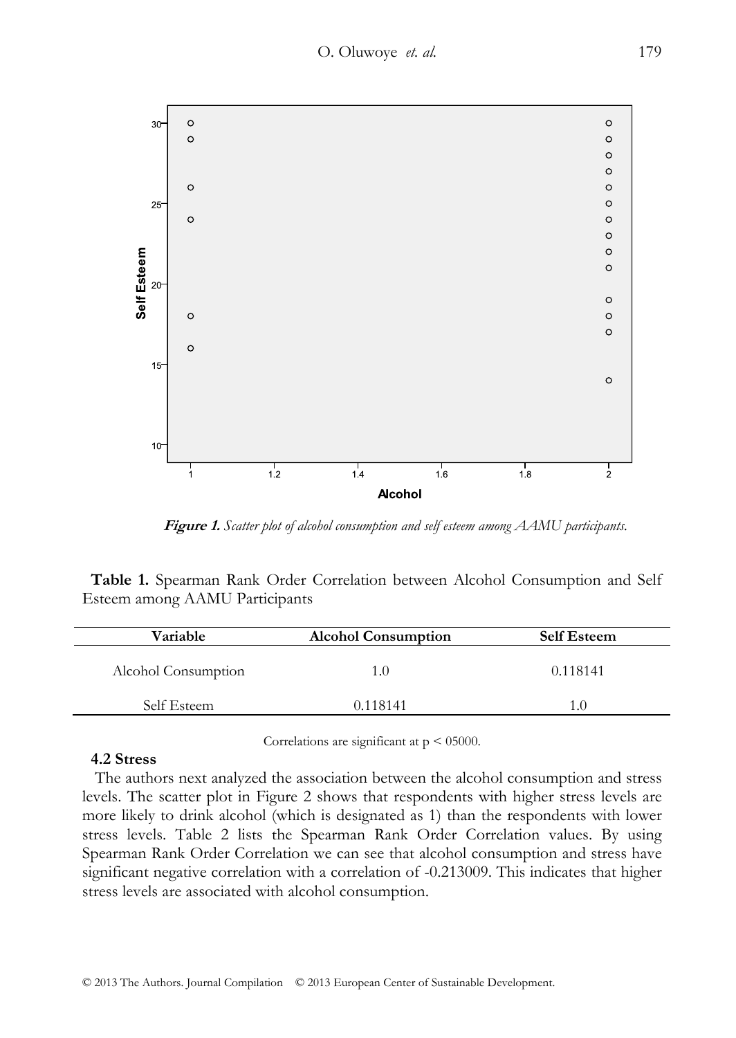*Figure 1. Scatter plot of alcohol consumption and self esteem among AAMU participants.*

**Table 1.** Spearman Rank Order Correlation between Alcohol Consumption and Self Esteem among AAMU Participants

| Variable | Alcohol Consumption | Self Esteem |
|---|---|---|
| Alcohol Consumption | 1.0 | 0.118141 |
| Self Esteem | 0.118141 | 1.0 |

Correlations are significant at p < 05000.

### 4.2 Stress

The authors next analyzed the association between the alcohol consumption and stress levels. The scatter plot in Figure 2 shows that respondents with higher stress levels are more likely to drink alcohol (which is designated as 1) than the respondents with lower stress levels. Table 2 lists the Spearman Rank Order Correlation values. By using Spearman Rank Order Correlation we can see that alcohol consumption and stress have significant negative correlation with a correlation of -0.213009. This indicates that higher stress levels are associated with alcohol consumption.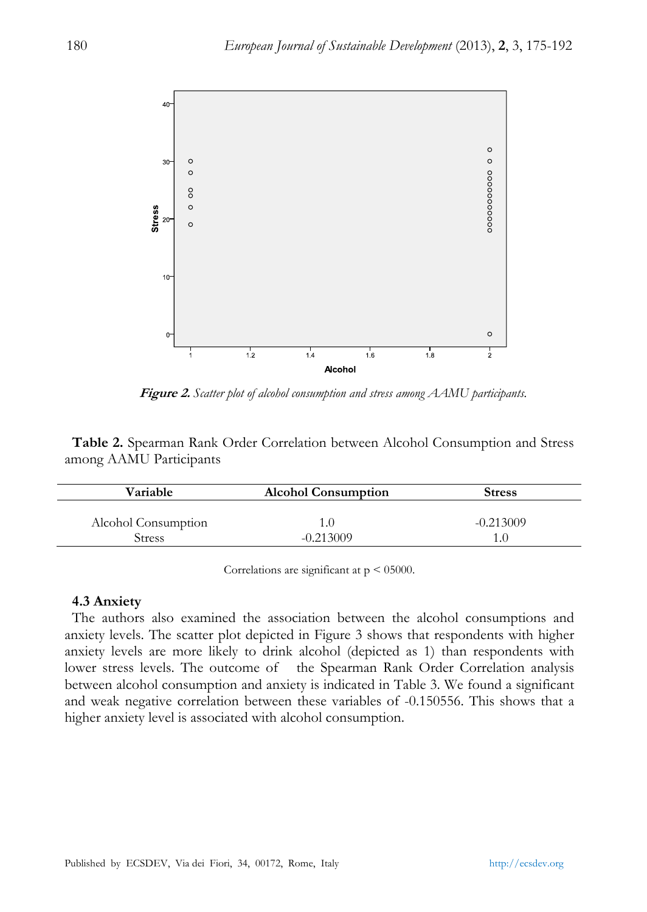**Figure 2.** *Scatter plot of alcohol consumption and stress among AAMU participants.*

**Table 2.** Spearman Rank Order Correlation between Alcohol Consumption and Stress among AAMU Participants

| Variable | Alcohol Consumption | Stress |
|---|---|---|
| Alcohol Consumption | 1.0 | -0.213009 |
| Stress | -0.213009 | 1.0 |

Correlations are significant at p < 05000.

### 4.3 Anxiety

The authors also examined the association between the alcohol consumptions and anxiety levels. The scatter plot depicted in Figure 3 shows that respondents with higher anxiety levels are more likely to drink alcohol (depicted as 1) than respondents with lower stress levels. The outcome of the Spearman Rank Order Correlation analysis between alcohol consumption and anxiety is indicated in Table 3. We found a significant and weak negative correlation between these variables of -0.150556. This shows that a higher anxiety level is associated with alcohol consumption.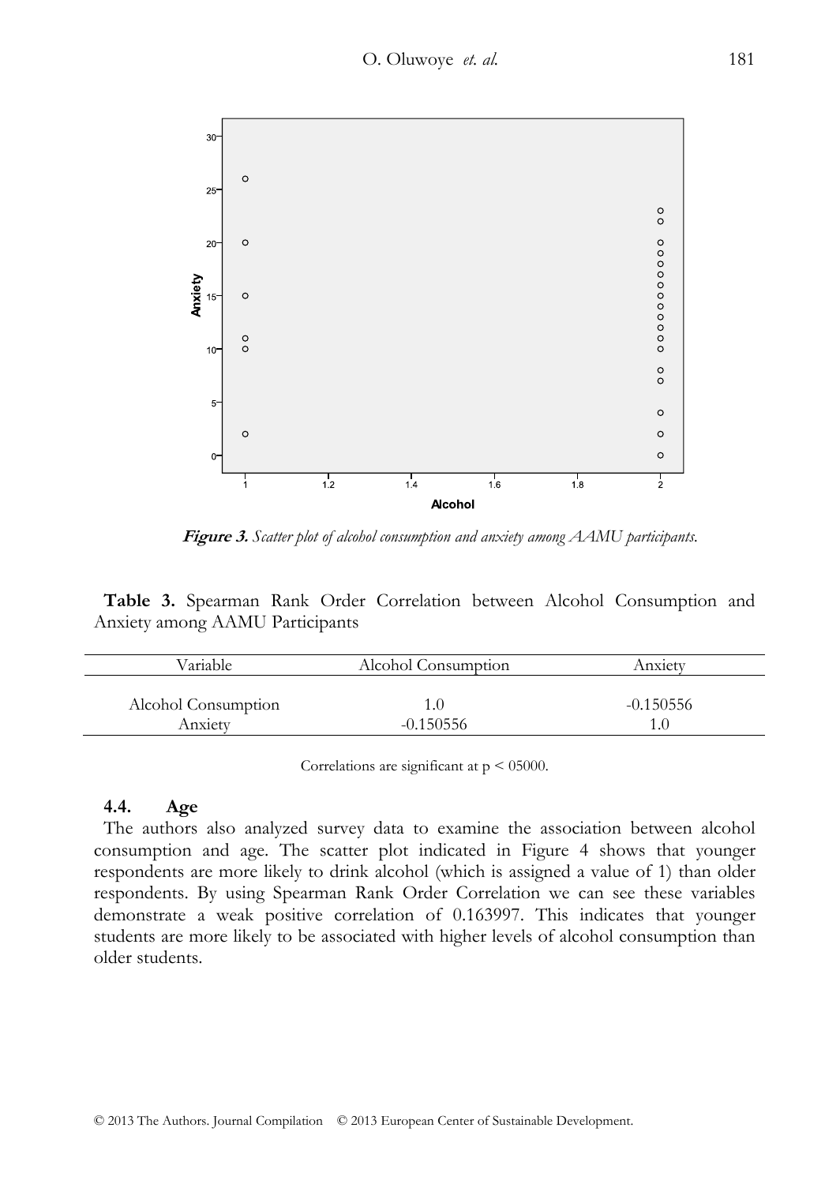**Figure 3.** *Scatter plot of alcohol consumption and anxiety among AAMU participants.*

**Table 3.** Spearman Rank Order Correlation between Alcohol Consumption and Anxiety among AAMU Participants

| Variable | Alcohol Consumption | Anxiety |
|---|---|---|
| Alcohol Consumption | 1.0 | -0.150556 |
| Anxiety | -0.150556 | 1.0 |

Correlations are significant at p < 05000.

### 4.4. Age

The authors also analyzed survey data to examine the association between alcohol consumption and age. The scatter plot indicated in Figure 4 shows that younger respondents are more likely to drink alcohol (which is assigned a value of 1) than older respondents. By using Spearman Rank Order Correlation we can see these variables demonstrate a weak positive correlation of 0.163997. This indicates that younger students are more likely to be associated with higher levels of alcohol consumption than older students.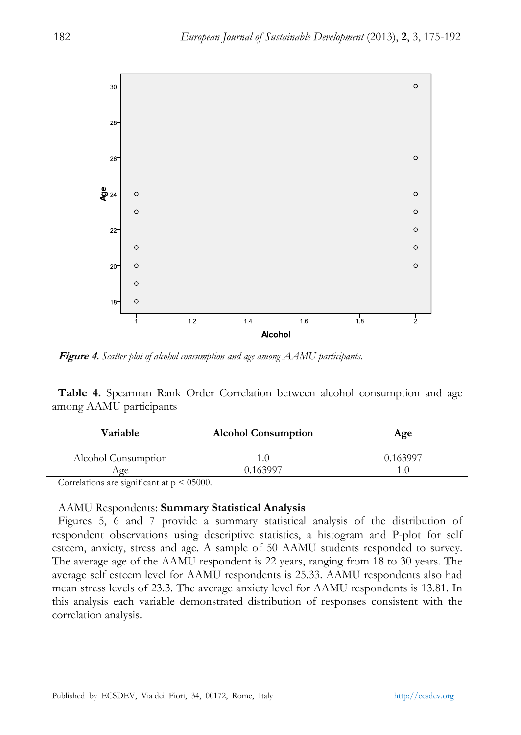**Figure 4.** *Scatter plot of alcohol consumption and age among AAMU participants.*

**Table 4.** Spearman Rank Order Correlation between alcohol consumption and age among AAMU participants

| Variable | Alcohol Consumption | Age |
|---|---|---|
| Alcohol Consumption | 1.0 | 0.163997 |
| Age | 0.163997 | 1.0 |

Correlations are significant at p < 05000.

AAMU Respondents: **Summary Statistical Analysis**

Figures 5, 6 and 7 provide a summary statistical analysis of the distribution of respondent observations using descriptive statistics, a histogram and P-plot for self esteem, anxiety, stress and age. A sample of 50 AAMU students responded to survey. The average age of the AAMU respondent is 22 years, ranging from 18 to 30 years. The average self esteem level for AAMU respondents is 25.33. AAMU respondents also had mean stress levels of 23.3. The average anxiety level for AAMU respondents is 13.81. In this analysis each variable demonstrated distribution of responses consistent with the correlation analysis.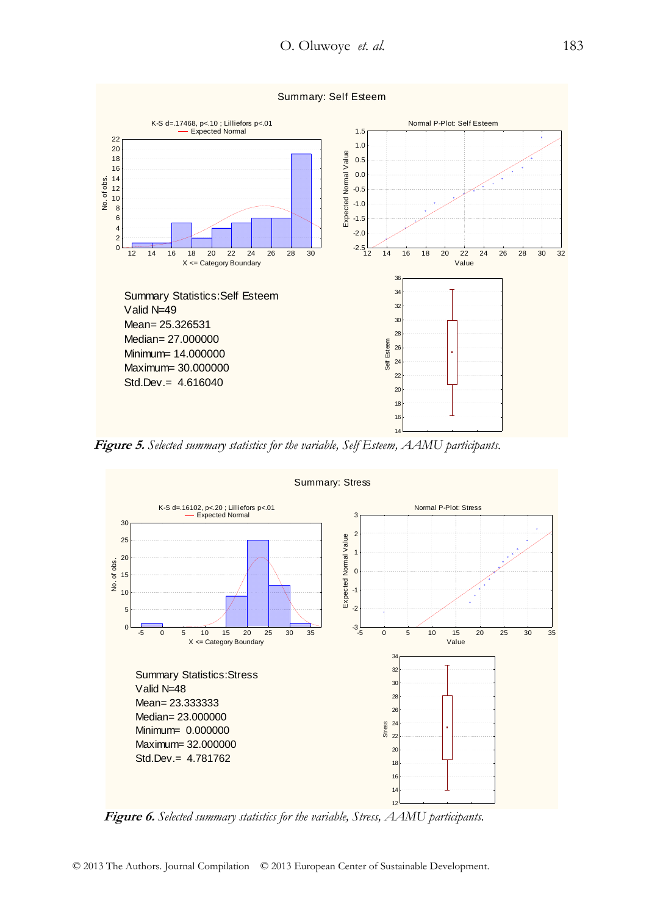Summary: Self Esteem

K-S d=.17468, p<.10 ; Lilliefors p<.01
— Expected Normal

Normal P-Plot: Self Esteem

Summary Statistics:Self Esteem
Valid N=49
Mean= 25.326531
Median= 27.000000
Minimum= 14.000000
Maximum= 30.000000
Std.Dev.= 4.616040

***Figure 5.*** *Selected summary statistics for the variable, Self Esteem, AAMU participants.*

Summary: Stress

K-S d=.16102, p<.20 ; Lilliefors p<.01
— Expected Normal

Normal P-Plot: Stress

Summary Statistics:Stress
Valid N=48
Mean= 23.333333
Median= 23.000000
Minimum= 0.000000
Maximum= 32.000000
Std.Dev.= 4.781762

***Figure 6.*** *Selected summary statistics for the variable, Stress, AAMU participants.*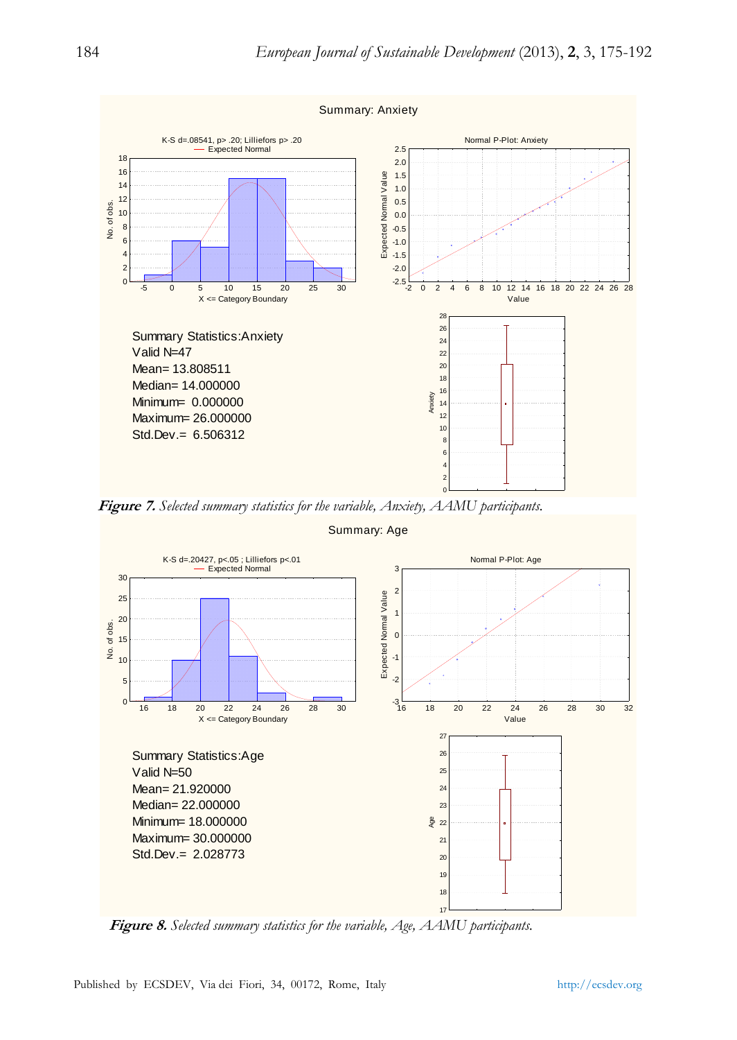Summary: Anxiety

K-S d=.08541, p> .20; Lilliefors p> .20

Summary Statistics:Anxiety
Valid N=47
Mean= 13.808511
Median= 14.000000
Minimum= 0.000000
Maximum= 26.000000
Std.Dev.= 6.506312

***Figure 7.*** *Selected summary statistics for the variable, Anxiety, AAMU participants.*

Summary: Age

K-S d=.20427, p<.05 ; Lilliefors p<.01

Summary Statistics:Age
Valid N=50
Mean= 21.920000
Median= 22.000000
Minimum= 18.000000
Maximum= 30.000000
Std.Dev.= 2.028773

***Figure 8.*** *Selected summary statistics for the variable, Age, AAMU participants.*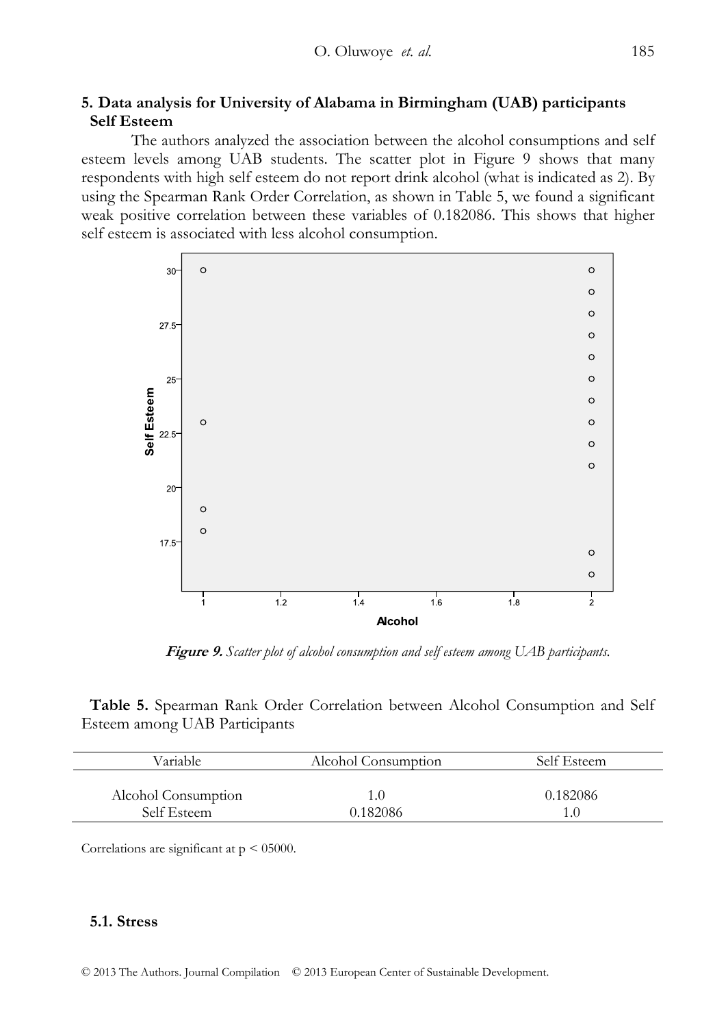## 5. Data analysis for University of Alabama in Birmingham (UAB) participants

### Self Esteem

The authors analyzed the association between the alcohol consumptions and self esteem levels among UAB students. The scatter plot in Figure 9 shows that many respondents with high self esteem do not report drink alcohol (what is indicated as 2). By using the Spearman Rank Order Correlation, as shown in Table 5, we found a significant weak positive correlation between these variables of 0.182086. This shows that higher self esteem is associated with less alcohol consumption.

***Figure 9.*** *Scatter plot of alcohol consumption and self esteem among UAB participants.*

**Table 5.** Spearman Rank Order Correlation between Alcohol Consumption and Self Esteem among UAB Participants

| Variable | Alcohol Consumption | Self Esteem |
|---|---|---|
| Alcohol Consumption | 1.0 | 0.182086 |
| Self Esteem | 0.182086 | 1.0 |

Correlations are significant at p < 05000.

### 5.1. Stress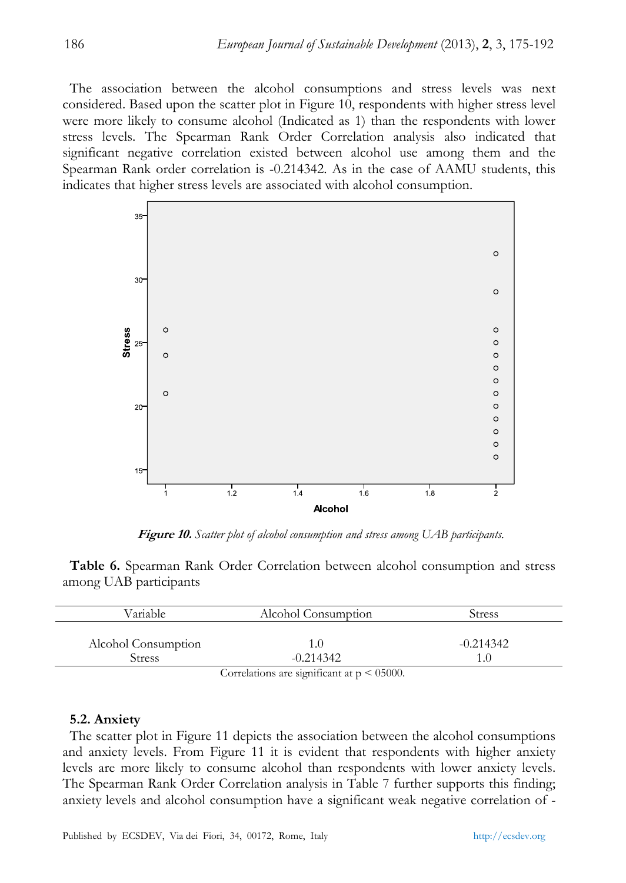The association between the alcohol consumptions and stress levels was next considered. Based upon the scatter plot in Figure 10, respondents with higher stress level were more likely to consume alcohol (Indicated as 1) than the respondents with lower stress levels. The Spearman Rank Order Correlation analysis also indicated that significant negative correlation existed between alcohol use among them and the Spearman Rank order correlation is -0.214342. As in the case of AAMU students, this indicates that higher stress levels are associated with alcohol consumption.

***Figure 10.*** *Scatter plot of alcohol consumption and stress among UAB participants.*

**Table 6.** Spearman Rank Order Correlation between alcohol consumption and stress among UAB participants

| Variable | Alcohol Consumption | Stress |
|---|---|---|
| Alcohol Consumption | 1.0 | -0.214342 |
| Stress | -0.214342 | 1.0 |

Correlations are significant at p < 05000.

### 5.2. Anxiety

The scatter plot in Figure 11 depicts the association between the alcohol consumptions and anxiety levels. From Figure 11 it is evident that respondents with higher anxiety levels are more likely to consume alcohol than respondents with lower anxiety levels. The Spearman Rank Order Correlation analysis in Table 7 further supports this finding; anxiety levels and alcohol consumption have a significant weak negative correlation of -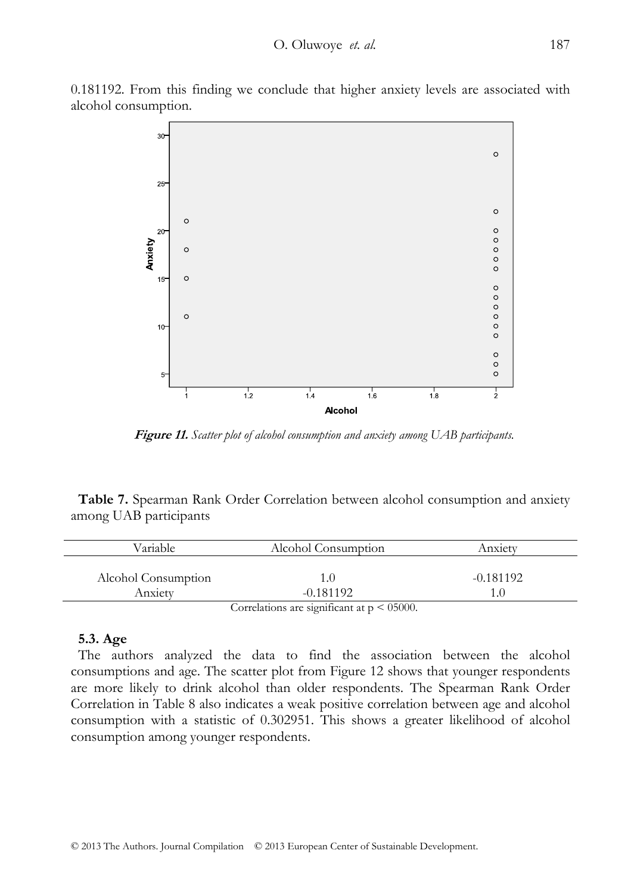0.181192. From this finding we conclude that higher anxiety levels are associated with alcohol consumption.

***Figure 11.*** *Scatter plot of alcohol consumption and anxiety among UAB participants.*

**Table 7.** Spearman Rank Order Correlation between alcohol consumption and anxiety among UAB participants

| Variable | Alcohol Consumption | Anxiety |
|---|---|---|
| Alcohol Consumption | 1.0 | -0.181192 |
| Anxiety | -0.181192 | 1.0 |

Correlations are significant at $p < 05000$.

### 5.3. Age

The authors analyzed the data to find the association between the alcohol consumptions and age. The scatter plot from Figure 12 shows that younger respondents are more likely to drink alcohol than older respondents. The Spearman Rank Order Correlation in Table 8 also indicates a weak positive correlation between age and alcohol consumption with a statistic of 0.302951. This shows a greater likelihood of alcohol consumption among younger respondents.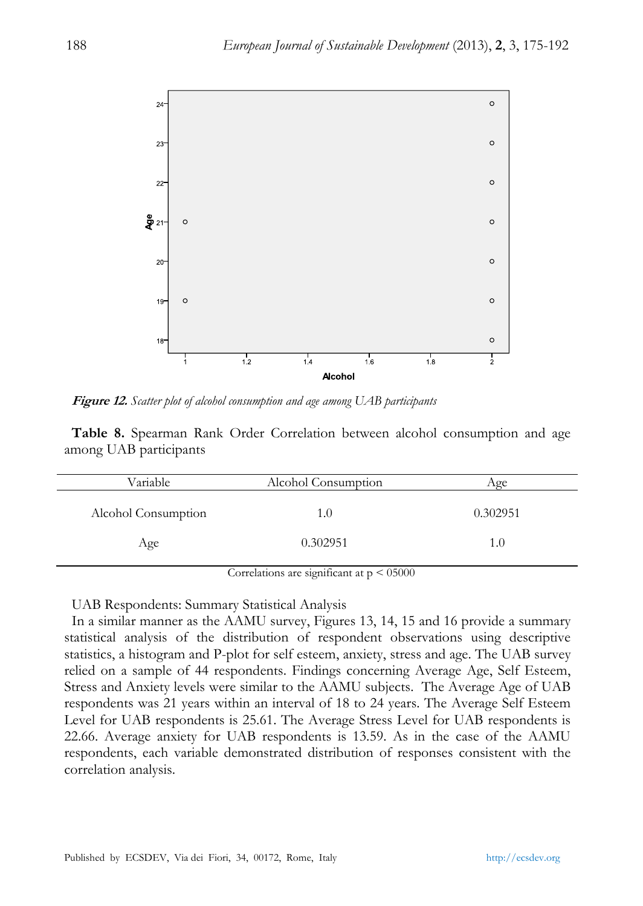*Figure 12. Scatter plot of alcohol consumption and age among UAB participants*

**Table 8.** Spearman Rank Order Correlation between alcohol consumption and age among UAB participants

| Variable | Alcohol Consumption | Age |
|---|---|---|
| Alcohol Consumption | 1.0 | 0.302951 |
| Age | 0.302951 | 1.0 |

Correlations are significant at p < 05000

UAB Respondents: Summary Statistical Analysis

In a similar manner as the AAMU survey, Figures 13, 14, 15 and 16 provide a summary statistical analysis of the distribution of respondent observations using descriptive statistics, a histogram and P-plot for self esteem, anxiety, stress and age. The UAB survey relied on a sample of 44 respondents. Findings concerning Average Age, Self Esteem, Stress and Anxiety levels were similar to the AAMU subjects. The Average Age of UAB respondents was 21 years within an interval of 18 to 24 years. The Average Self Esteem Level for UAB respondents is 25.61. The Average Stress Level for UAB respondents is 22.66. Average anxiety for UAB respondents is 13.59. As in the case of the AAMU respondents, each variable demonstrated distribution of responses consistent with the correlation analysis.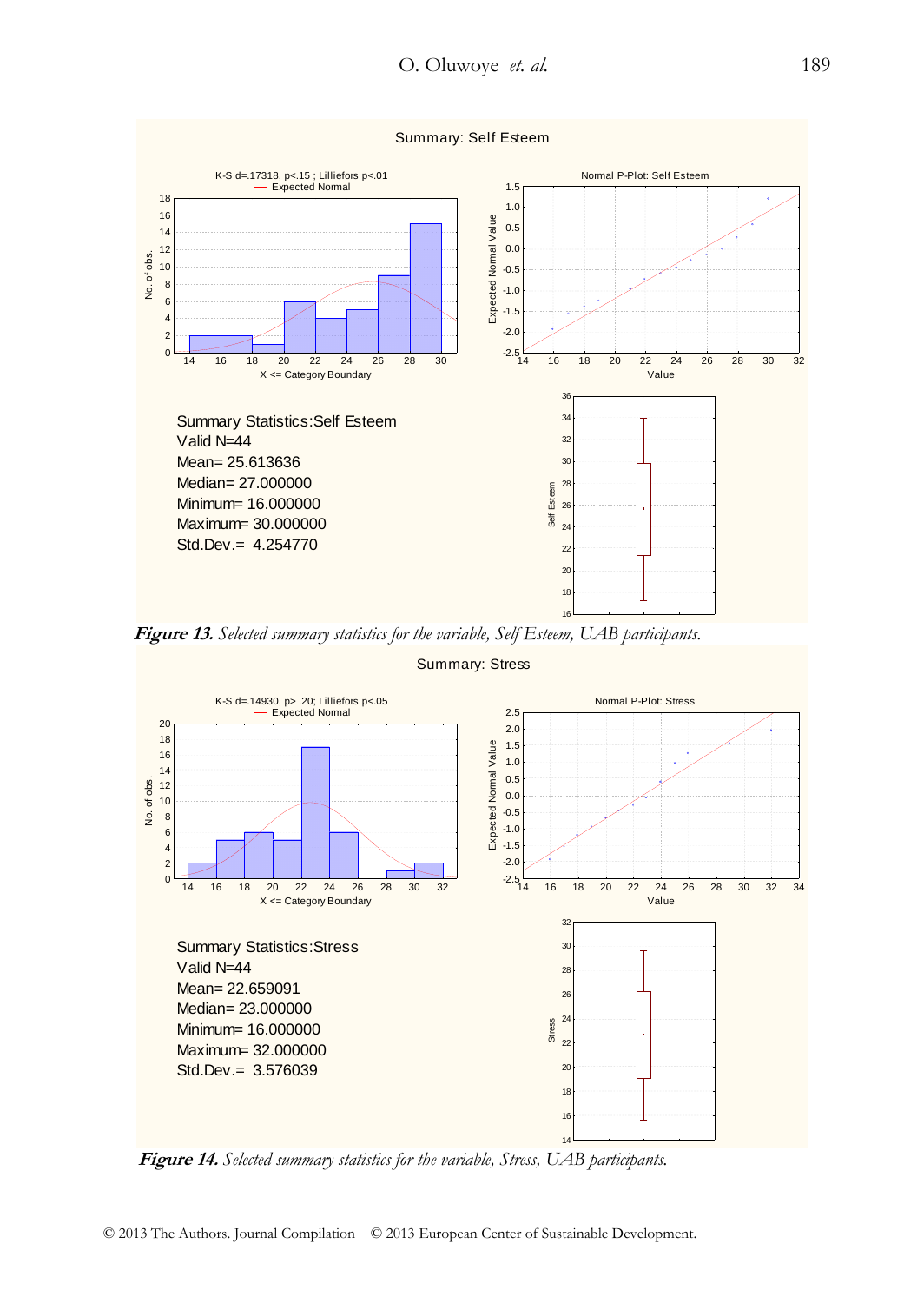Summary: Self Esteem

Summary Statistics:Self Esteem
Valid N=44
Mean= 25.613636
Median= 27.000000
Minimum= 16.000000
Maximum= 30.000000
Std.Dev.= 4.254770

***Figure 13.*** *Selected summary statistics for the variable, Self Esteem, UAB participants.*

Summary: Stress

Summary Statistics:Stress
Valid N=44
Mean= 22.659091
Median= 23.000000
Minimum= 16.000000
Maximum= 32.000000
Std.Dev.= 3.576039

***Figure 14.*** *Selected summary statistics for the variable, Stress, UAB participants.*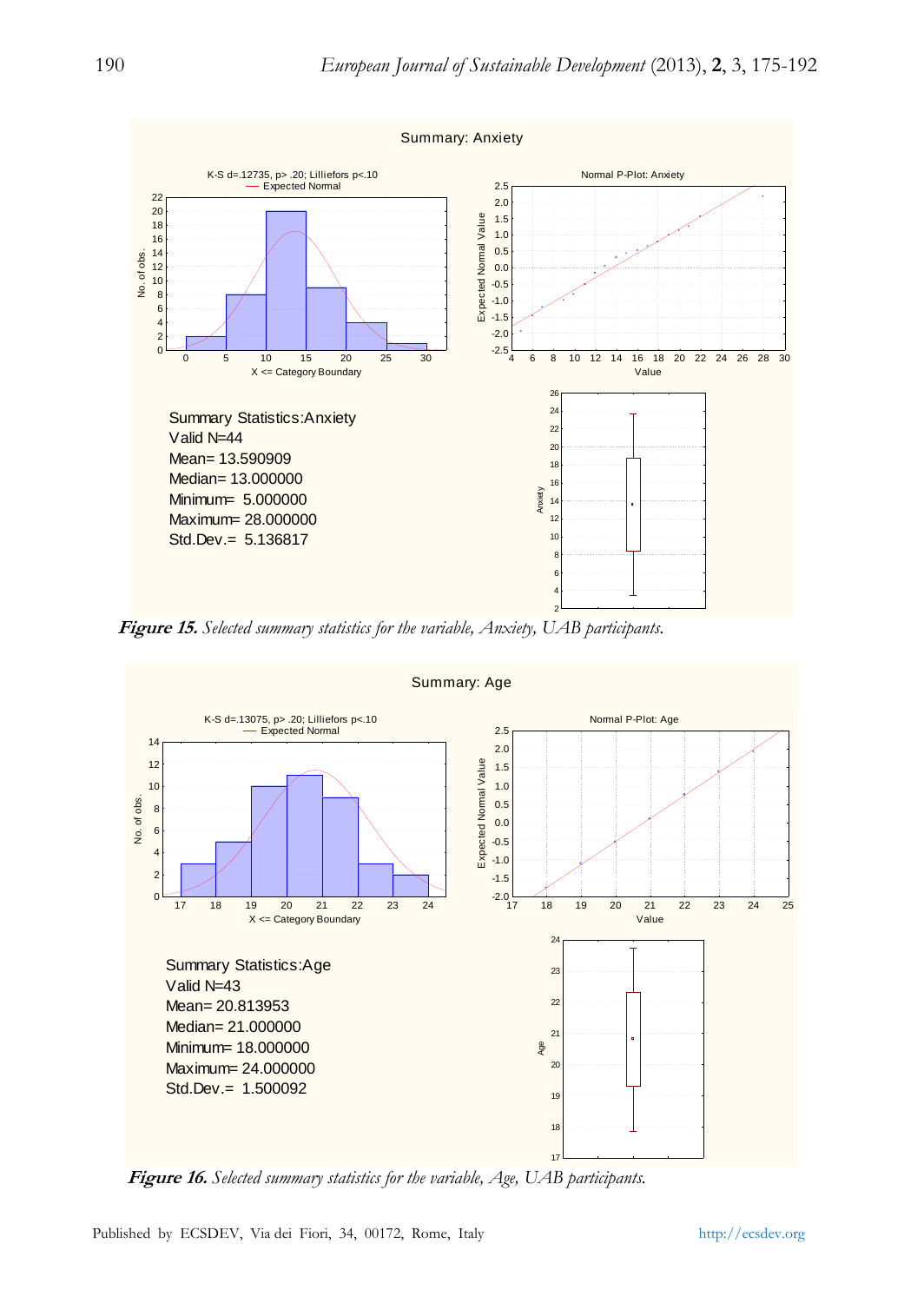Summary: Anxiety

Summary Statistics:Anxiety
Valid N=44
Mean= 13.590909
Median= 13.000000
Minimum= 5.000000
Maximum= 28.000000
Std.Dev.= 5.136817

***Figure 15.*** *Selected summary statistics for the variable, Anxiety, UAB participants.*

Summary: Age

Summary Statistics:Age
Valid N=43
Mean= 20.813953
Median= 21.000000
Minimum= 18.000000
Maximum= 24.000000
Std.Dev.= 1.500092

***Figure 16.*** *Selected summary statistics for the variable, Age, UAB participants.*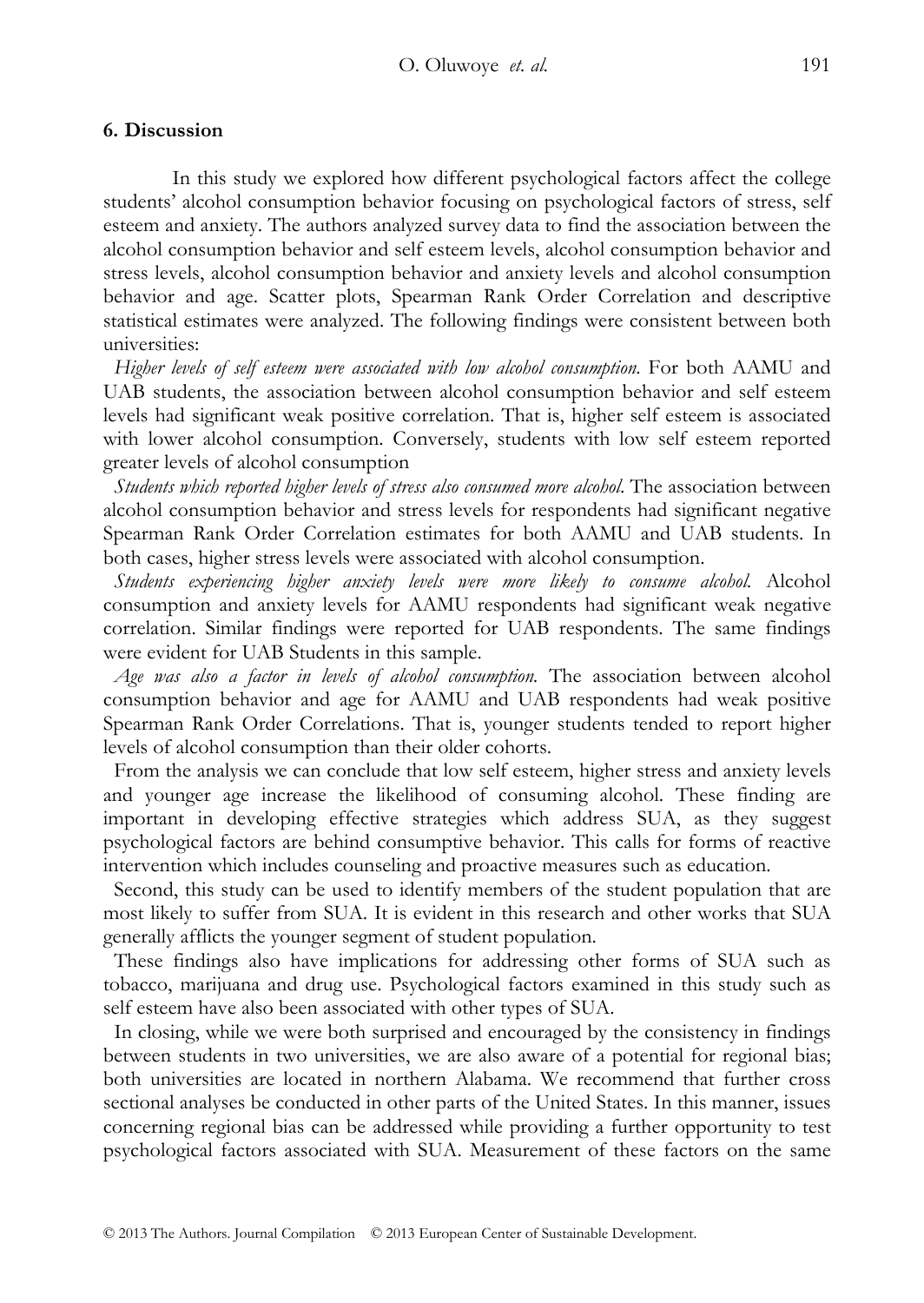## 6. Discussion

In this study we explored how different psychological factors affect the college students' alcohol consumption behavior focusing on psychological factors of stress, self esteem and anxiety. The authors analyzed survey data to find the association between the alcohol consumption behavior and self esteem levels, alcohol consumption behavior and stress levels, alcohol consumption behavior and anxiety levels and alcohol consumption behavior and age. Scatter plots, Spearman Rank Order Correlation and descriptive statistical estimates were analyzed. The following findings were consistent between both universities:

*Higher levels of self esteem were associated with low alcohol consumption*. For both AAMU and UAB students, the association between alcohol consumption behavior and self esteem levels had significant weak positive correlation. That is, higher self esteem is associated with lower alcohol consumption. Conversely, students with low self esteem reported greater levels of alcohol consumption

*Students which reported higher levels of stress also consumed more alcohol*. The association between alcohol consumption behavior and stress levels for respondents had significant negative Spearman Rank Order Correlation estimates for both AAMU and UAB students. In both cases, higher stress levels were associated with alcohol consumption.

*Students experiencing higher anxiety levels were more likely to consume alcohol.* Alcohol consumption and anxiety levels for AAMU respondents had significant weak negative correlation. Similar findings were reported for UAB respondents. The same findings were evident for UAB Students in this sample.

*Age was also a factor in levels of alcohol consumption.* The association between alcohol consumption behavior and age for AAMU and UAB respondents had weak positive Spearman Rank Order Correlations. That is, younger students tended to report higher levels of alcohol consumption than their older cohorts.

From the analysis we can conclude that low self esteem, higher stress and anxiety levels and younger age increase the likelihood of consuming alcohol. These finding are important in developing effective strategies which address SUA, as they suggest psychological factors are behind consumptive behavior. This calls for forms of reactive intervention which includes counseling and proactive measures such as education.

Second, this study can be used to identify members of the student population that are most likely to suffer from SUA. It is evident in this research and other works that SUA generally afflicts the younger segment of student population.

These findings also have implications for addressing other forms of SUA such as tobacco, marijuana and drug use. Psychological factors examined in this study such as self esteem have also been associated with other types of SUA.

In closing, while we were both surprised and encouraged by the consistency in findings between students in two universities, we are also aware of a potential for regional bias; both universities are located in northern Alabama. We recommend that further cross sectional analyses be conducted in other parts of the United States. In this manner, issues concerning regional bias can be addressed while providing a further opportunity to test psychological factors associated with SUA. Measurement of these factors on the same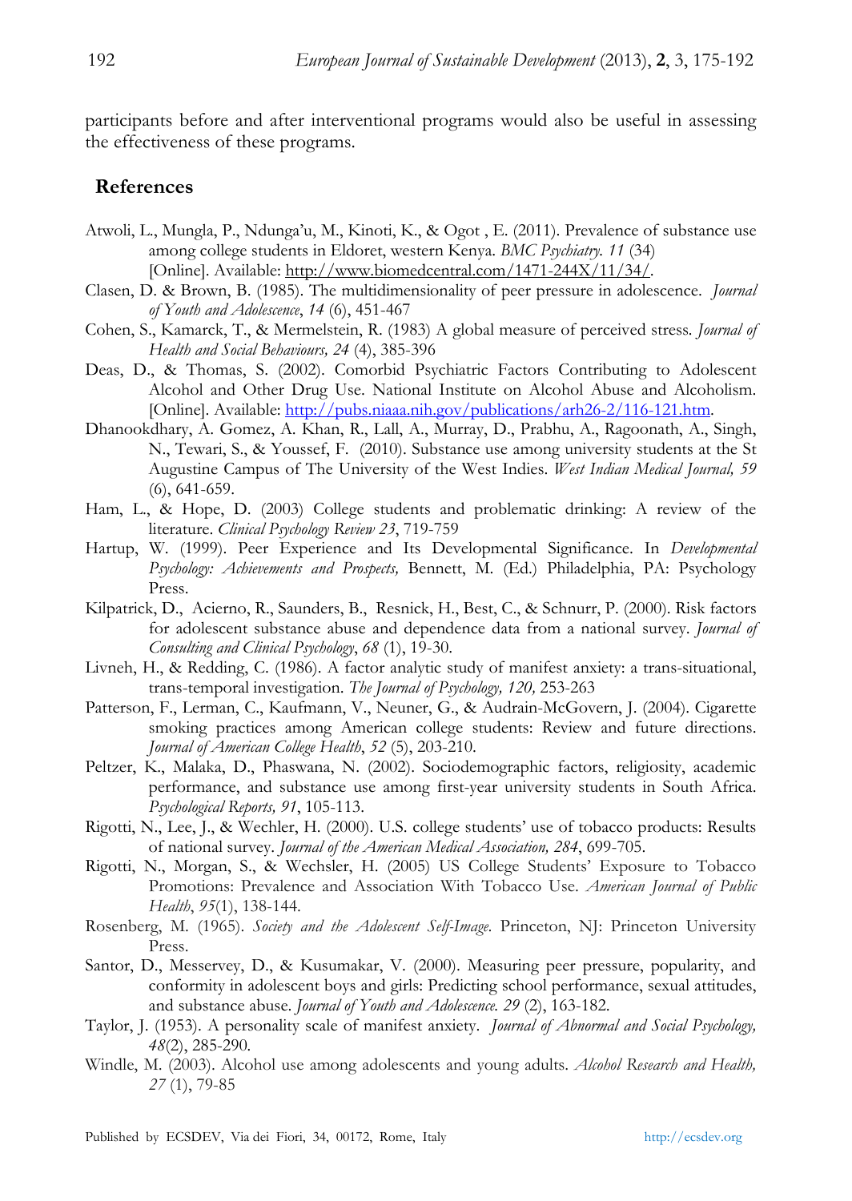participants before and after interventional programs would also be useful in assessing the effectiveness of these programs.

## References

Atwoli, L., Mungla, P., Ndunga'u, M., Kinoti, K., & Ogot , E. (2011). Prevalence of substance use among college students in Eldoret, western Kenya. *BMC Psychiatry. 11* (34) [Online]. Available: http://www.biomedcentral.com/1471-244X/11/34/.

Clasen, D. & Brown, B. (1985). The multidimensionality of peer pressure in adolescence. *Journal of Youth and Adolescence*, *14* (6), 451-467

Cohen, S., Kamarck, T., & Mermelstein, R. (1983) A global measure of perceived stress. *Journal of Health and Social Behaviours, 24* (4), 385-396

Deas, D., & Thomas, S. (2002). Comorbid Psychiatric Factors Contributing to Adolescent Alcohol and Other Drug Use. National Institute on Alcohol Abuse and Alcoholism. [Online]. Available: http://pubs.niaaa.nih.gov/publications/arh26-2/116-121.htm.

Dhanookdhary, A. Gomez, A. Khan, R., Lall, A., Murray, D., Prabhu, A., Ragoonath, A., Singh, N., Tewari, S., & Youssef, F. (2010). Substance use among university students at the St Augustine Campus of The University of the West Indies. *West Indian Medical Journal, 59* (6), 641-659.

Ham, L., & Hope, D. (2003) College students and problematic drinking: A review of the literature. *Clinical Psychology Review 23*, 719-759

Hartup, W. (1999). Peer Experience and Its Developmental Significance. In *Developmental Psychology: Achievements and Prospects,* Bennett, M. (Ed.) Philadelphia, PA: Psychology Press.

Kilpatrick, D., Acierno, R., Saunders, B., Resnick, H., Best, C., & Schnurr, P. (2000). Risk factors for adolescent substance abuse and dependence data from a national survey. *Journal of Consulting and Clinical Psychology*, *68* (1), 19-30.

Livneh, H., & Redding, C. (1986). A factor analytic study of manifest anxiety: a trans-situational, trans-temporal investigation. *The Journal of Psychology, 120,* 253-263

Patterson, F., Lerman, C., Kaufmann, V., Neuner, G., & Audrain-McGovern, J. (2004). Cigarette smoking practices among American college students: Review and future directions. *Journal of American College Health*, *52* (5), 203-210.

Peltzer, K., Malaka, D., Phaswana, N. (2002). Sociodemographic factors, religiosity, academic performance, and substance use among first-year university students in South Africa. *Psychological Reports, 91*, 105-113.

Rigotti, N., Lee, J., & Wechler, H. (2000). U.S. college students' use of tobacco products: Results of national survey. *Journal of the American Medical Association, 284*, 699-705.

Rigotti, N., Morgan, S., & Wechsler, H. (2005) US College Students' Exposure to Tobacco Promotions: Prevalence and Association With Tobacco Use. *American Journal of Public Health*, *95*(1), 138-144.

Rosenberg, M. (1965). *Society and the Adolescent Self-Image.* Princeton, NJ: Princeton University Press.

Santor, D., Messervey, D., & Kusumakar, V. (2000). Measuring peer pressure, popularity, and conformity in adolescent boys and girls: Predicting school performance, sexual attitudes, and substance abuse. *Journal of Youth and Adolescence. 29* (2), 163-182.

Taylor, J. (1953). A personality scale of manifest anxiety. *Journal of Abnormal and Social Psychology, 48*(2), 285-290.

Windle, M. (2003). Alcohol use among adolescents and young adults. *Alcohol Research and Health, 27* (1), 79-85